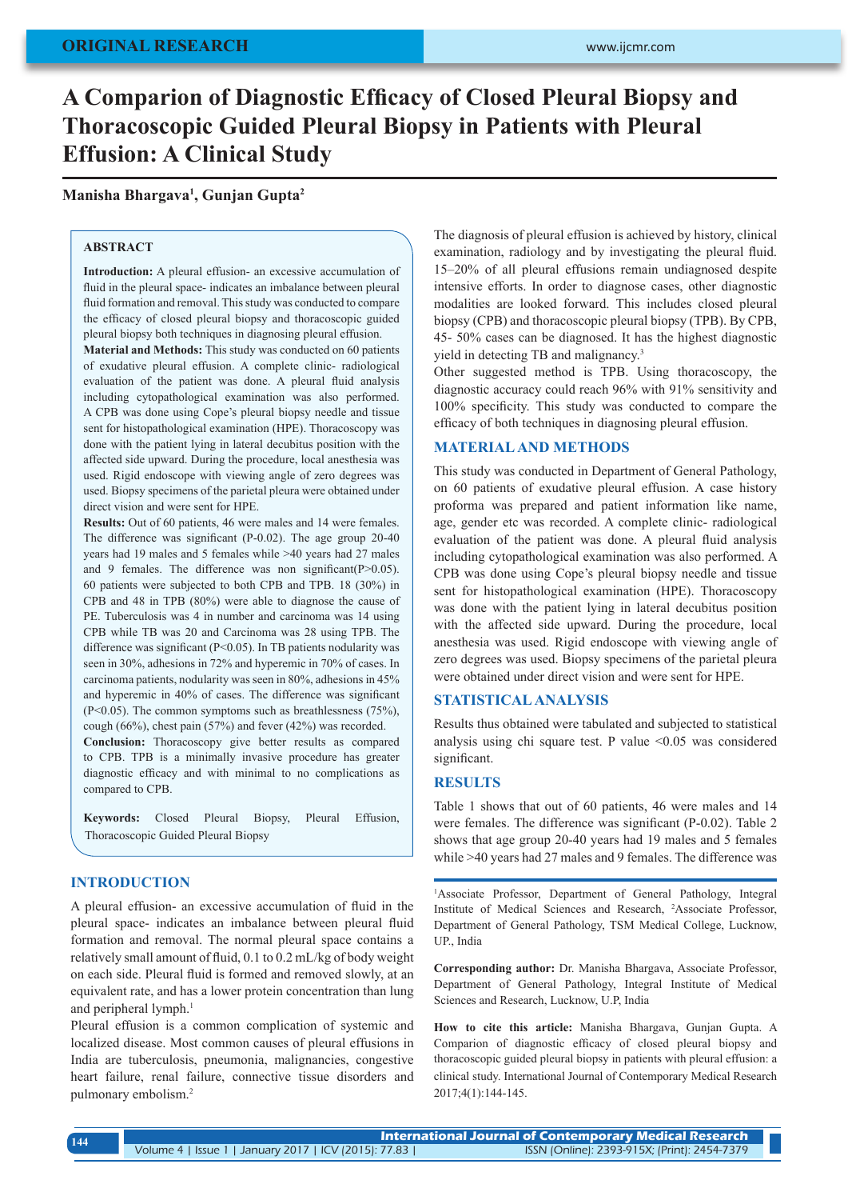ORIGINAL RESEARCH

# A Comparion of Diagnostic Efficacy of Closed Pleural Biopsy and Thoracoscopic Guided Pleural Biopsy in Patients with Pleural Effusion: A Clinical Study

**Manisha Bhargava[1], Gunjan Gupta[2]**

## ABSTRACT

**Introduction:** A pleural effusion- an excessive accumulation of fluid in the pleural space- indicates an imbalance between pleural fluid formation and removal. This study was conducted to compare the efficacy of closed pleural biopsy and thoracoscopic guided pleural biopsy both techniques in diagnosing pleural effusion.

**Material and Methods:** This study was conducted on 60 patients of exudative pleural effusion. A complete clinic- radiological evaluation of the patient was done. A pleural fluid analysis including cytopathological examination was also performed. A CPB was done using Cope's pleural biopsy needle and tissue sent for histopathological examination (HPE). Thoracoscopy was done with the patient lying in lateral decubitus position with the affected side upward. During the procedure, local anesthesia was used. Rigid endoscope with viewing angle of zero degrees was used. Biopsy specimens of the parietal pleura were obtained under direct vision and were sent for HPE.

**Results:** Out of 60 patients, 46 were males and 14 were females. The difference was significant (P-0.02). The age group 20-40 years had 19 males and 5 females while >40 years had 27 males and 9 females. The difference was non significant(P>0.05). 60 patients were subjected to both CPB and TPB. 18 (30%) in CPB and 48 in TPB (80%) were able to diagnose the cause of PE. Tuberculosis was 4 in number and carcinoma was 14 using CPB while TB was 20 and Carcinoma was 28 using TPB. The difference was significant (P<0.05). In TB patients nodularity was seen in 30%, adhesions in 72% and hyperemic in 70% of cases. In carcinoma patients, nodularity was seen in 80%, adhesions in 45% and hyperemic in 40% of cases. The difference was significant (P<0.05). The common symptoms such as breathlessness (75%), cough (66%), chest pain (57%) and fever (42%) was recorded.

**Conclusion:** Thoracoscopy give better results as compared to CPB. TPB is a minimally invasive procedure has greater diagnostic efficacy and with minimal to no complications as compared to CPB.

**Keywords:** Closed Pleural Biopsy, Pleural Effusion, Thoracoscopic Guided Pleural Biopsy

## INTRODUCTION

A pleural effusion- an excessive accumulation of fluid in the pleural space- indicates an imbalance between pleural fluid formation and removal. The normal pleural space contains a relatively small amount of fluid, 0.1 to 0.2 mL/kg of body weight on each side. Pleural fluid is formed and removed slowly, at an equivalent rate, and has a lower protein concentration than lung and peripheral lymph.[1]

Pleural effusion is a common complication of systemic and localized disease. Most common causes of pleural effusions in India are tuberculosis, pneumonia, malignancies, congestive heart failure, renal failure, connective tissue disorders and pulmonary embolism.[2]

The diagnosis of pleural effusion is achieved by history, clinical examination, radiology and by investigating the pleural fluid. 15–20% of all pleural effusions remain undiagnosed despite intensive efforts. In order to diagnose cases, other diagnostic modalities are looked forward. This includes closed pleural biopsy (CPB) and thoracoscopic pleural biopsy (TPB). By CPB, 45- 50% cases can be diagnosed. It has the highest diagnostic yield in detecting TB and malignancy.[3]

Other suggested method is TPB. Using thoracoscopy, the diagnostic accuracy could reach 96% with 91% sensitivity and 100% specificity. This study was conducted to compare the efficacy of both techniques in diagnosing pleural effusion.

## MATERIAL AND METHODS

This study was conducted in Department of General Pathology, on 60 patients of exudative pleural effusion. A case history proforma was prepared and patient information like name, age, gender etc was recorded. A complete clinic- radiological evaluation of the patient was done. A pleural fluid analysis including cytopathological examination was also performed. A CPB was done using Cope's pleural biopsy needle and tissue sent for histopathological examination (HPE). Thoracoscopy was done with the patient lying in lateral decubitus position with the affected side upward. During the procedure, local anesthesia was used. Rigid endoscope with viewing angle of zero degrees was used. Biopsy specimens of the parietal pleura were obtained under direct vision and were sent for HPE.

## STATISTICAL ANALYSIS

Results thus obtained were tabulated and subjected to statistical analysis using chi square test. P value <0.05 was considered significant.

## RESULTS

Table 1 shows that out of 60 patients, 46 were males and 14 were females. The difference was significant (P-0.02). Table 2 shows that age group 20-40 years had 19 males and 5 females while >40 years had 27 males and 9 females. The difference was

[1]Associate Professor, Department of General Pathology, Integral Institute of Medical Sciences and Research, [2]Associate Professor, Department of General Pathology, TSM Medical College, Lucknow, UP., India

**Corresponding author:** Dr. Manisha Bhargava, Associate Professor, Department of General Pathology, Integral Institute of Medical Sciences and Research, Lucknow, U.P, India

**How to cite this article:** Manisha Bhargava, Gunjan Gupta. A Comparion of diagnostic efficacy of closed pleural biopsy and thoracoscopic guided pleural biopsy in patients with pleural effusion: a clinical study. International Journal of Contemporary Medical Research 2017;4(1):144-145.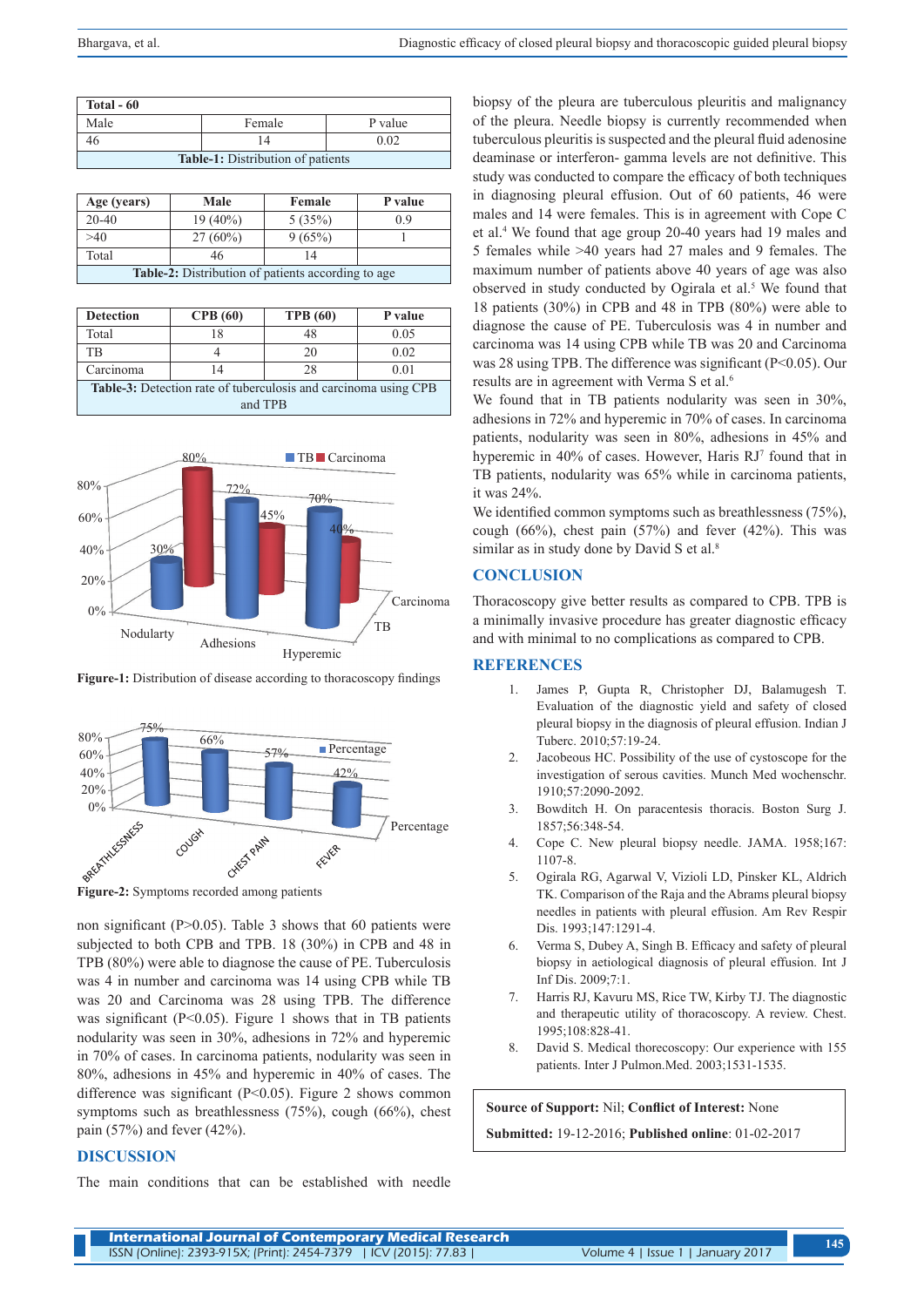| Total - 60 | | |
|---|---|---|
| Male | Female | P value |
| 46 | 14 | 0.02 |

**Table-1:** Distribution of patients

| Age (years) | Male | Female | P value |
|---|---|---|---|
| 20-40 | 19 (40%) | 5 (35%) | 0.9 |
| >40 | 27 (60%) | 9 (65%) | 1 |
| Total | 46 | 14 | |

**Table-2:** Distribution of patients according to age

| Detection | CPB (60) | TPB (60) | P value |
|---|---|---|---|
| Total | 18 | 48 | 0.05 |
| TB | 4 | 20 | 0.02 |
| Carcinoma | 14 | 28 | 0.01 |

**Table-3:** Detection rate of tuberculosis and carcinoma using CPB and TPB

TB Carcinoma
80%
60%
40%
20%
0%
30%
80%
72%
45%
70%
40%
Nodularty
Adhesions
Hyperemic
Carcinoma
TB

**Figure-1:** Distribution of disease according to thoracoscopy findings

Percentage
80%
60%
40%
20%
0%
75%
66%
57%
42%
BREATHLESSNESS
COUGH
CHEST PAIN
FEVER
Percentage

**Figure-2:** Symptoms recorded among patients

non significant (P>0.05). Table 3 shows that 60 patients were subjected to both CPB and TPB. 18 (30%) in CPB and 48 in TPB (80%) were able to diagnose the cause of PE. Tuberculosis was 4 in number and carcinoma was 14 using CPB while TB was 20 and Carcinoma was 28 using TPB. The difference was significant (P<0.05). Figure 1 shows that in TB patients nodularity was seen in 30%, adhesions in 72% and hyperemic in 70% of cases. In carcinoma patients, nodularity was seen in 80%, adhesions in 45% and hyperemic in 40% of cases. The difference was significant (P<0.05). Figure 2 shows common symptoms such as breathlessness (75%), cough (66%), chest pain (57%) and fever (42%).

## DISCUSSION

The main conditions that can be established with needle biopsy of the pleura are tuberculous pleuritis and malignancy of the pleura. Needle biopsy is currently recommended when tuberculous pleuritis is suspected and the pleural fluid adenosine deaminase or interferon- gamma levels are not definitive. This study was conducted to compare the efficacy of both techniques in diagnosing pleural effusion. Out of 60 patients, 46 were males and 14 were females. This is in agreement with Cope C et al.[4] We found that age group 20-40 years had 19 males and 5 females while >40 years had 27 males and 9 females. The maximum number of patients above 40 years of age was also observed in study conducted by Ogirala et al.[5] We found that 18 patients (30%) in CPB and 48 in TPB (80%) were able to diagnose the cause of PE. Tuberculosis was 4 in number and carcinoma was 14 using CPB while TB was 20 and Carcinoma was 28 using TPB. The difference was significant (P<0.05). Our results are in agreement with Verma S et al.[6]

We found that in TB patients nodularity was seen in 30%, adhesions in 72% and hyperemic in 70% of cases. In carcinoma patients, nodularity was seen in 80%, adhesions in 45% and hyperemic in 40% of cases. However, Haris RJ[7] found that in TB patients, nodularity was 65% while in carcinoma patients, it was 24%.

We identified common symptoms such as breathlessness (75%), cough (66%), chest pain (57%) and fever (42%). This was similar as in study done by David S et al.[8]

## CONCLUSION

Thoracoscopy give better results as compared to CPB. TPB is a minimally invasive procedure has greater diagnostic efficacy and with minimal to no complications as compared to CPB.

## REFERENCES

1. James P, Gupta R, Christopher DJ, Balamugesh T. Evaluation of the diagnostic yield and safety of closed pleural biopsy in the diagnosis of pleural effusion. Indian J Tuberc. 2010;57:19-24.
2. Jacobeous HC. Possibility of the use of cystoscope for the investigation of serous cavities. Munch Med wochenschr. 1910;57:2090-2092.
3. Bowditch H. On paracentesis thoracis. Boston Surg J. 1857;56:348-54.
4. Cope C. New pleural biopsy needle. JAMA. 1958;167: 1107-8.
5. Ogirala RG, Agarwal V, Vizioli LD, Pinsker KL, Aldrich TK. Comparison of the Raja and the Abrams pleural biopsy needles in patients with pleural effusion. Am Rev Respir Dis. 1993;147:1291-4.
6. Verma S, Dubey A, Singh B. Efficacy and safety of pleural biopsy in aetiological diagnosis of pleural effusion. Int J Inf Dis. 2009;7:1.
7. Harris RJ, Kavuru MS, Rice TW, Kirby TJ. The diagnostic and therapeutic utility of thoracoscopy. A review. Chest. 1995;108:828-41.
8. David S. Medical thorecoscopy: Our experience with 155 patients. Inter J Pulmon.Med. 2003;1531-1535.

**Source of Support:** Nil; **Conflict of Interest:** None

**Submitted:** 19-12-2016; **Published online**: 01-02-2017